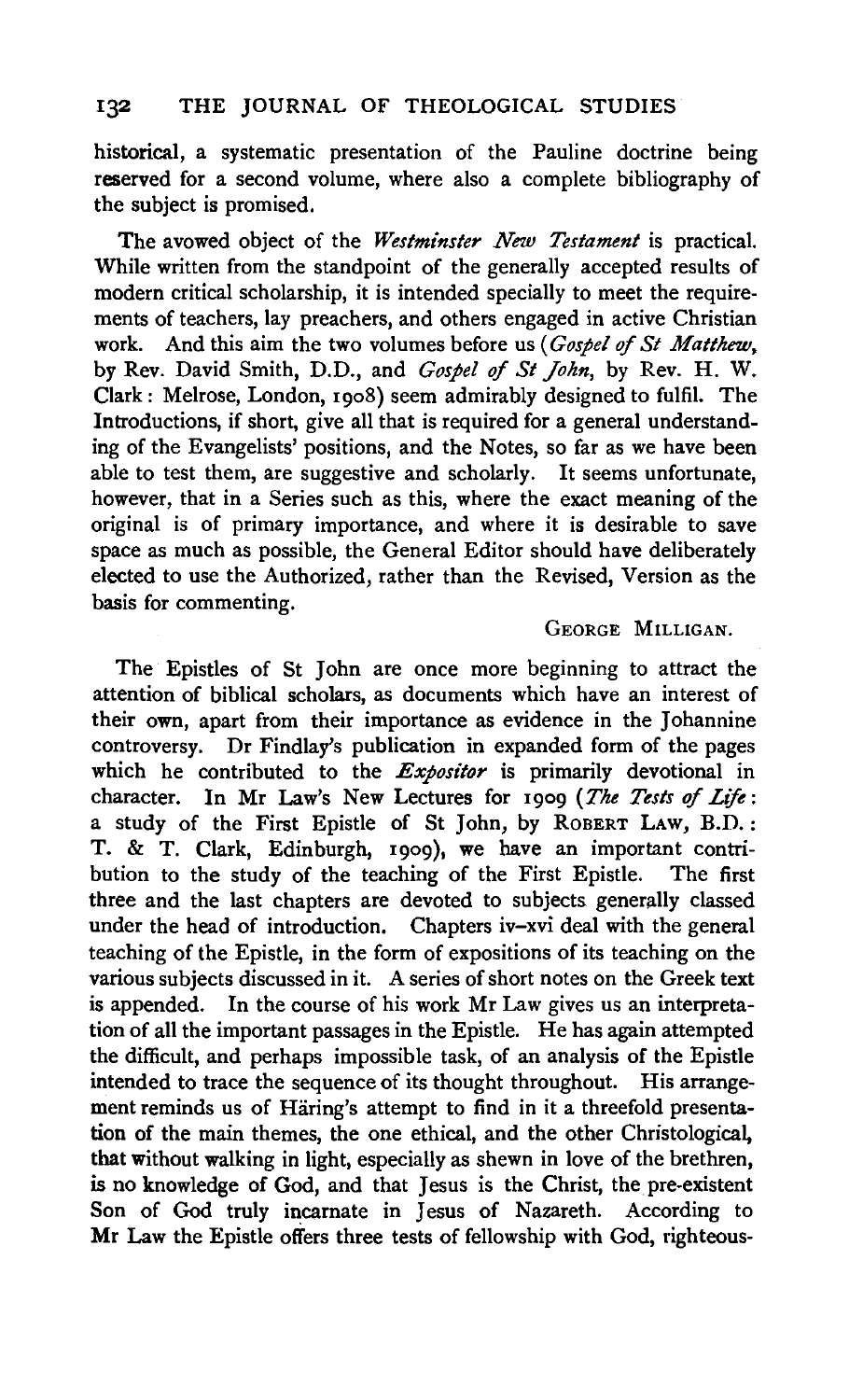historical, a systematic presentation of the Pauline doctrine being reserved for a second volume, where also a complete bibliography of the subject is promised.

The avowed object of the *Westminster New Testament* is practical. While written from the standpoint of the generally accepted results of modern critical scholarship, it is intended specially to meet the requirements of teachers, lay preachers, and others engaged in active Christian work. And this aim the two volumes before us (*Gospel of St Matthew*, by Rev. David Smith, D.D., and *Gospel of St John*, by Rev. H. W. Clark: Melrose, London, 1908) seem admirably designed to fulfil. The Introductions, if short, give all that is required for a general understanding of the Evangelists' positions, and the Notes, so far as we have been able to test them, are suggestive and scholarly. It seems unfortunate, however, that in a Series such as this, where the exact meaning of the original is of primary importance, and where it is desirable to save space as much as possible, the General Editor should have deliberately elected to use the Authorized, rather than the Revised, Version as the basis for commenting.

GEORGE MILLIGAN.

The Epistles of St John are once more beginning to attract the attention of biblical scholars, as documents which have an interest of their own, apart from their importance as evidence in the Johannine controversy. Dr Findlay's publication in expanded form of the pages which he contributed to the *Expositor* is primarily devotional in character. In Mr Law's New Lectures for 1909 (*The Tests of Life*: a study of the First Epistle of St John, by ROBERT LAW, B.D.: T. & T. Clark, Edinburgh, 1909), we have an important contribution to the study of the teaching of the First Epistle. The first three and the last chapters are devoted to subjects generally classed under the head of introduction. Chapters iv–xvi deal with the general teaching of the Epistle, in the form of expositions of its teaching on the various subjects discussed in it. A series of short notes on the Greek text is appended. In the course of his work Mr Law gives us an interpretation of all the important passages in the Epistle. He has again attempted the difficult, and perhaps impossible task, of an analysis of the Epistle intended to trace the sequence of its thought throughout. His arrangement reminds us of Häring's attempt to find in it a threefold presentation of the main themes, the one ethical, and the other Christological, that without walking in light, especially as shewn in love of the brethren, is no knowledge of God, and that Jesus is the Christ, the pre-existent Son of God truly incarnate in Jesus of Nazareth. According to Mr Law the Epistle offers three tests of fellowship with God, righteous-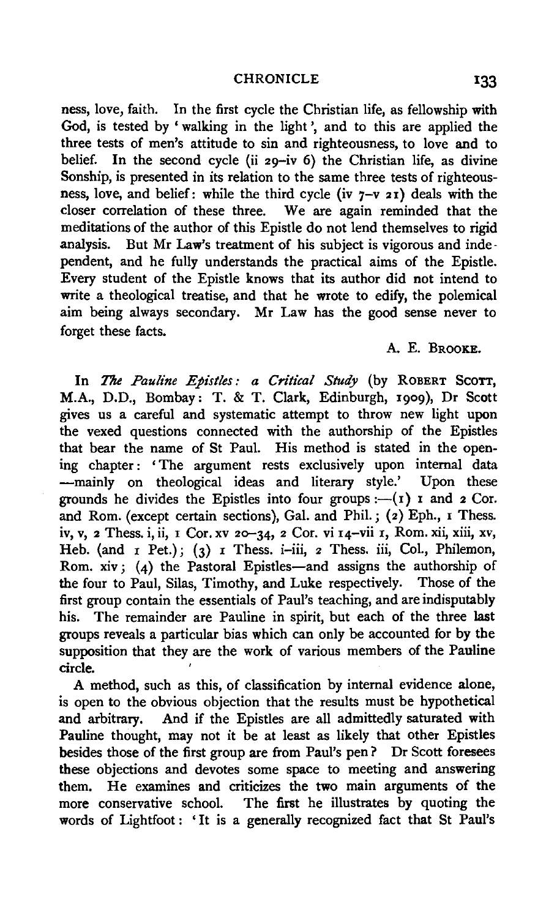ness, love, faith. In the first cycle the Christian life, as fellowship with God, is tested by 'walking in the light', and to this are applied the three tests of men's attitude to sin and righteousness, to love and to belief. In the second cycle (ii 29–iv 6) the Christian life, as divine Sonship, is presented in its relation to the same three tests of righteousness, love, and belief: while the third cycle (iv 7–v 21) deals with the closer correlation of these three. We are again reminded that the meditations of the author of this Epistle do not lend themselves to rigid analysis. But Mr Law's treatment of his subject is vigorous and independent, and he fully understands the practical aims of the Epistle. Every student of the Epistle knows that its author did not intend to write a theological treatise, and that he wrote to edify, the polemical aim being always secondary. Mr Law has the good sense never to forget these facts.

A. E. Brooke.

In *The Pauline Epistles: a Critical Study* (by Robert Scott, M.A., D.D., Bombay: T. & T. Clark, Edinburgh, 1909), Dr Scott gives us a careful and systematic attempt to throw new light upon the vexed questions connected with the authorship of the Epistles that bear the name of St Paul. His method is stated in the opening chapter: 'The argument rests exclusively upon internal data—mainly on theological ideas and literary style.' Upon these grounds he divides the Epistles into four groups:—(1) 1 and 2 Cor. and Rom. (except certain sections), Gal. and Phil.; (2) Eph., 1 Thess. iv, v, 2 Thess. i, ii, 1 Cor. xv 20–34, 2 Cor. vi 14–vii 1, Rom. xii, xiii, xv, Heb. (and 1 Pet.); (3) 1 Thess. i–iii, 2 Thess. iii, Col., Philemon, Rom. xiv; (4) the Pastoral Epistles—and assigns the authorship of the four to Paul, Silas, Timothy, and Luke respectively. Those of the first group contain the essentials of Paul's teaching, and are indisputably his. The remainder are Pauline in spirit, but each of the three last groups reveals a particular bias which can only be accounted for by the supposition that they are the work of various members of the Pauline circle.

A method, such as this, of classification by internal evidence alone, is open to the obvious objection that the results must be hypothetical and arbitrary. And if the Epistles are all admittedly saturated with Pauline thought, may not it be at least as likely that other Epistles besides those of the first group are from Paul's pen? Dr Scott foresees these objections and devotes some space to meeting and answering them. He examines and criticizes the two main arguments of the more conservative school. The first he illustrates by quoting the words of Lightfoot: 'It is a generally recognized fact that St Paul's